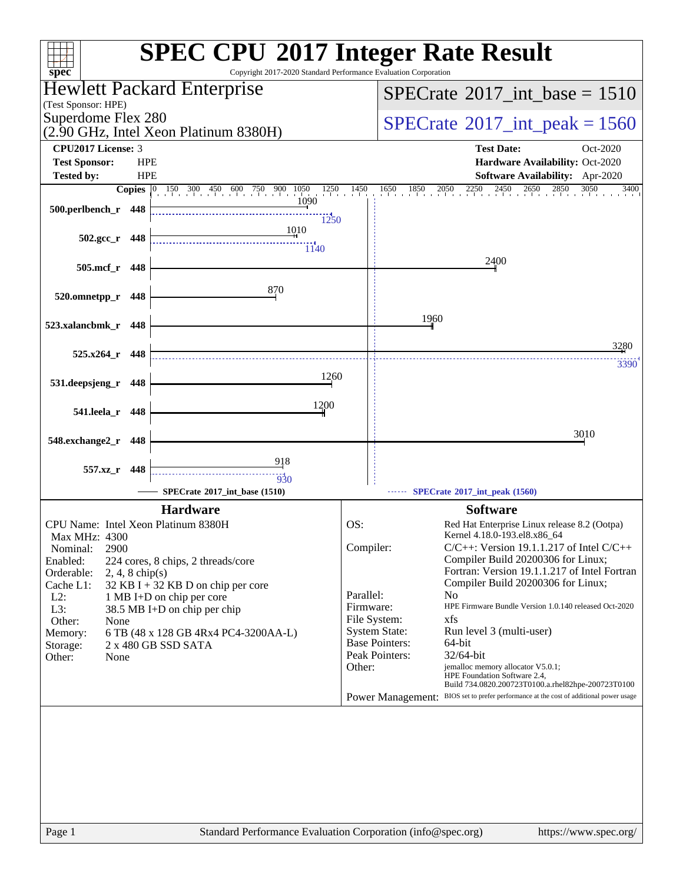# SPEC CPU 2017 Integer Rate Result

Copyright 2017-2020 Standard Performance Evaluation Corporation

**Hewlett Packard Enterprise**
(Test Sponsor: HPE)
Superdome Flex 280
(2.90 GHz, Intel Xeon Platinum 8380H)

SPECrate 2017_int_base = 1510

SPECrate 2017_int_peak = 1560

| | | | |
|---|---|---|---|
| **CPU2017 License:** | 3 | **Test Date:** | Oct-2020 |
| **Test Sponsor:** | HPE | **Hardware Availability:** | Oct-2020 |
| **Tested by:** | HPE | **Software Availability:** | Apr-2020 |

| Benchmark | Copies | SPECrate 2017_int_base | SPECrate 2017_int_peak |
|---|---|---|---|
| 500.perlbench_r | 448 | 1090 | 1250 |
| 502.gcc_r | 448 | 1010 | 1140 |
| 505.mcf_r | 448 | 2400 | |
| 520.omnetpp_r | 448 | 870 | |
| 523.xalancbmk_r | 448 | 1960 | |
| 525.x264_r | 448 | 3280 | 3390 |
| 531.deepsjeng_r | 448 | 1260 | |
| 541.leela_r | 448 | 1200 | |
| 548.exchange2_r | 448 | 3010 | |
| 557.xz_r | 448 | 918 | 930 |

SPECrate 2017_int_base (1510) — SPECrate 2017_int_peak (1560)

## Hardware

| | |
|---|---|
| CPU Name: | Intel Xeon Platinum 8380H |
| Max MHz: | 4300 |
| Nominal: | 2900 |
| Enabled: | 224 cores, 8 chips, 2 threads/core |
| Orderable: | 2, 4, 8 chip(s) |
| Cache L1: | 32 KB I + 32 KB D on chip per core |
| L2: | 1 MB I+D on chip per core |
| L3: | 38.5 MB I+D on chip per chip |
| Other: | None |
| Memory: | 6 TB (48 x 128 GB 4Rx4 PC4-3200AA-L) |
| Storage: | 2 x 480 GB SSD SATA |
| Other: | None |

## Software

| | |
|---|---|
| OS: | Red Hat Enterprise Linux release 8.2 (Ootpa) Kernel 4.18.0-193.el8.x86_64 |
| Compiler: | C/C++: Version 19.1.1.217 of Intel C/C++ Compiler Build 20200306 for Linux; Fortran: Version 19.1.1.217 of Intel Fortran Compiler Build 20200306 for Linux; |
| Parallel: | No |
| Firmware: | HPE Firmware Bundle Version 1.0.140 released Oct-2020 |
| File System: | xfs |
| System State: | Run level 3 (multi-user) |
| Base Pointers: | 64-bit |
| Peak Pointers: | 32/64-bit |
| Other: | jemalloc memory allocator V5.0.1; HPE Foundation Software 2.4, Build 734.0820.200723T0100.a.rhel82hpe-200723T0100 |
| Power Management: | BIOS set to prefer performance at the cost of additional power usage |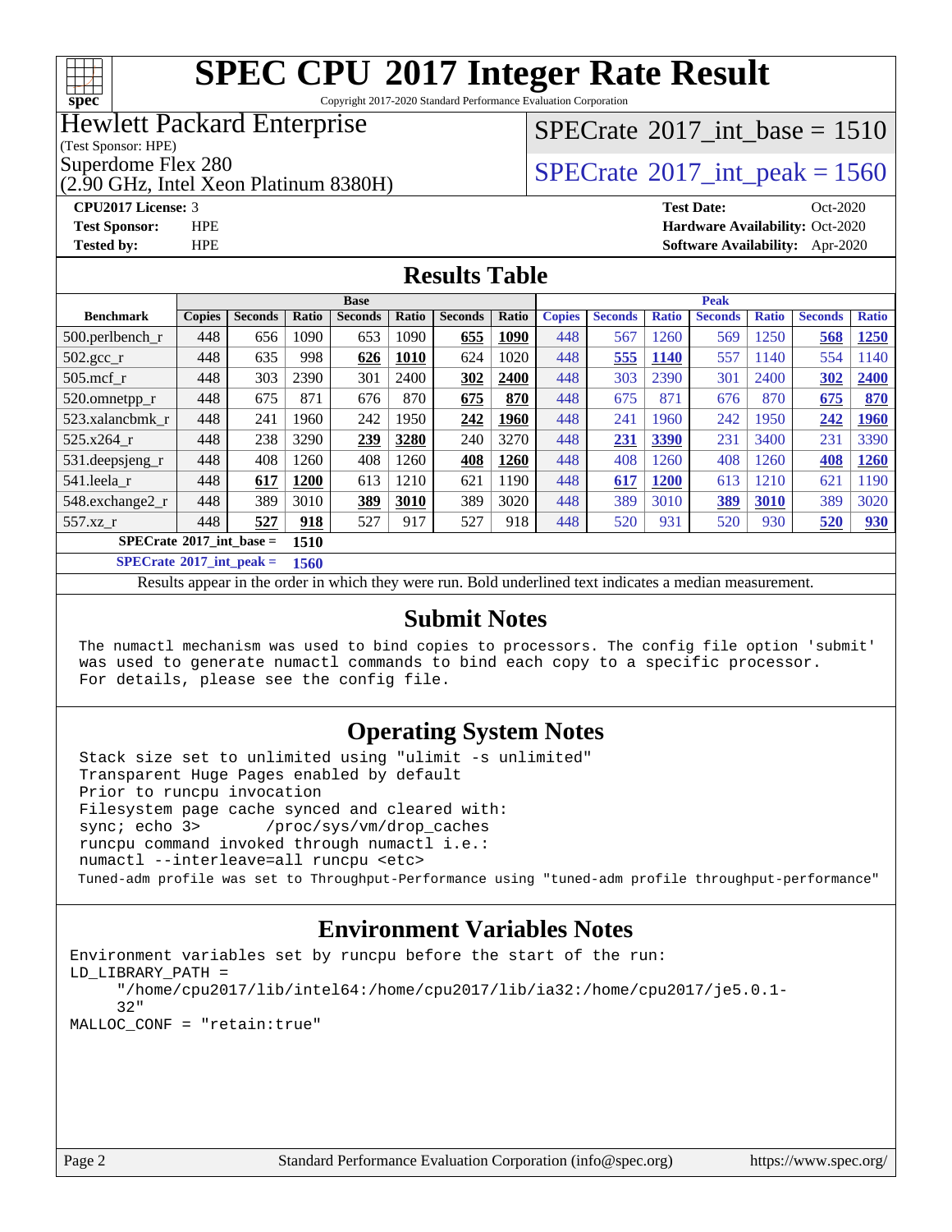# SPEC CPU 2017 Integer Rate Result

Copyright 2017-2020 Standard Performance Evaluation Corporation

**Hewlett Packard Enterprise**
(Test Sponsor: HPE)
Superdome Flex 280
(2.90 GHz, Intel Xeon Platinum 8380H)

SPECrate 2017_int_base = 1510

SPECrate 2017_int_peak = 1560

**CPU2017 License:** 3
**Test Sponsor:** HPE
**Tested by:** HPE

**Test Date:** Oct-2020
**Hardware Availability:** Oct-2020
**Software Availability:** Apr-2020

## Results Table

| Benchmark | Base | | | | | | | Peak | | | | | | |
|---|---|---|---|---|---|---|---|---|---|---|---|---|---|---|
| | Copies | Seconds | Ratio | Seconds | Ratio | Seconds | Ratio | Copies | Seconds | Ratio | Seconds | Ratio | Seconds | Ratio |
| 500.perlbench_r | 448 | 656 | 1090 | 653 | 1090 | **655** | **1090** | 448 | 567 | 1260 | 569 | 1250 | **568** | **1250** |
| 502.gcc_r | 448 | 635 | 998 | **626** | **1010** | 624 | 1020 | 448 | **555** | **1140** | 557 | 1140 | 554 | 1140 |
| 505.mcf_r | 448 | 303 | 2390 | 301 | 2400 | **302** | **2400** | 448 | 303 | 2390 | 301 | 2400 | **302** | **2400** |
| 520.omnetpp_r | 448 | 675 | 871 | 676 | 870 | **675** | **870** | 448 | 675 | 871 | 676 | 870 | **675** | **870** |
| 523.xalancbmk_r | 448 | 241 | 1960 | 242 | 1950 | **242** | **1960** | 448 | 241 | 1960 | 242 | 1950 | **242** | **1960** |
| 525.x264_r | 448 | 238 | 3290 | **239** | **3280** | 240 | 3270 | 448 | **231** | **3390** | 231 | 3400 | 231 | 3390 |
| 531.deepsjeng_r | 448 | 408 | 1260 | 408 | 1260 | **408** | **1260** | 448 | 408 | 1260 | 408 | 1260 | **408** | **1260** |
| 541.leela_r | 448 | **617** | **1200** | 613 | 1210 | 621 | 1190 | 448 | **617** | **1200** | 613 | 1210 | 621 | 1190 |
| 548.exchange2_r | 448 | 389 | 3010 | **389** | **3010** | 389 | 3020 | 448 | 389 | 3010 | **389** | **3010** | 389 | 3020 |
| 557.xz_r | 448 | **527** | **918** | 527 | 917 | 527 | 918 | 448 | 520 | 931 | 520 | 930 | **520** | **930** |

**SPECrate 2017_int_base = 1510**

**SPECrate 2017_int_peak = 1560**

Results appear in the order in which they were run. Bold underlined text indicates a median measurement.

## Submit Notes

```
The numactl mechanism was used to bind copies to processors. The config file option 'submit'
was used to generate numactl commands to bind each copy to a specific processor.
For details, please see the config file.
```

## Operating System Notes

```
Stack size set to unlimited using "ulimit -s unlimited"
Transparent Huge Pages enabled by default
Prior to runcpu invocation
Filesystem page cache synced and cleared with:
sync; echo 3>       /proc/sys/vm/drop_caches
runcpu command invoked through numactl i.e.:
numactl --interleave=all runcpu <etc>
Tuned-adm profile was set to Throughput-Performance using "tuned-adm profile throughput-performance"
```

## Environment Variables Notes

```
Environment variables set by runcpu before the start of the run:
LD_LIBRARY_PATH =
     "/home/cpu2017/lib/intel64:/home/cpu2017/lib/ia32:/home/cpu2017/je5.0.1-
     32"
MALLOC_CONF = "retain:true"
```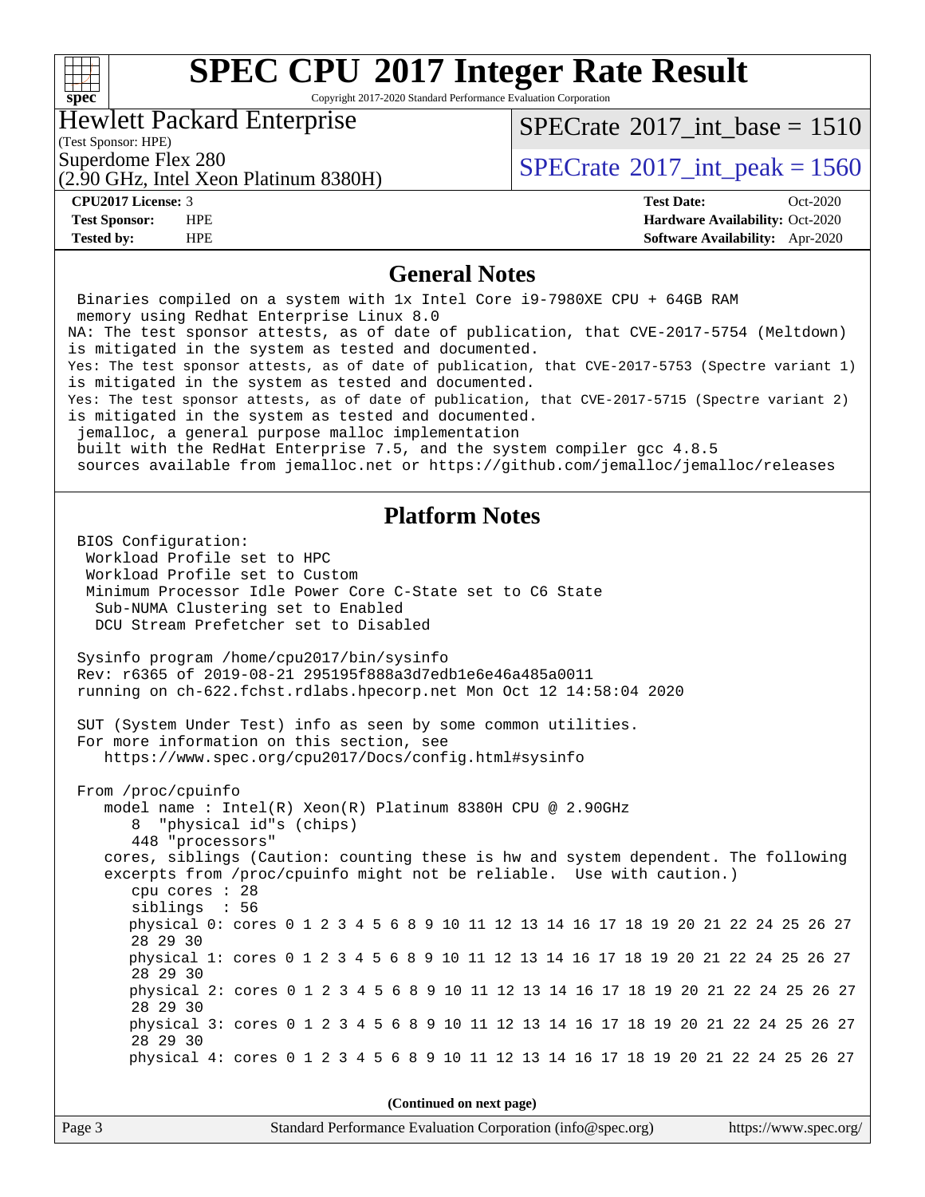# SPEC CPU 2017 Integer Rate Result

Copyright 2017-2020 Standard Performance Evaluation Corporation

## Hewlett Packard Enterprise

(Test Sponsor: HPE)

Superdome Flex 280

(2.90 GHz, Intel Xeon Platinum 8380H)

SPECrate 2017_int_base = 1510

SPECrate 2017_int_peak = 1560

| | | | |
|---|---|---|---|
| **CPU2017 License:** | 3 | **Test Date:** | Oct-2020 |
| **Test Sponsor:** | HPE | **Hardware Availability:** | Oct-2020 |
| **Tested by:** | HPE | **Software Availability:** | Apr-2020 |

## General Notes

```
 Binaries compiled on a system with 1x Intel Core i9-7980XE CPU + 64GB RAM
 memory using Redhat Enterprise Linux 8.0
NA: The test sponsor attests, as of date of publication, that CVE-2017-5754 (Meltdown)
is mitigated in the system as tested and documented.
Yes: The test sponsor attests, as of date of publication, that CVE-2017-5753 (Spectre variant 1)
is mitigated in the system as tested and documented.
Yes: The test sponsor attests, as of date of publication, that CVE-2017-5715 (Spectre variant 2)
is mitigated in the system as tested and documented.
 jemalloc, a general purpose malloc implementation
 built with the RedHat Enterprise 7.5, and the system compiler gcc 4.8.5
 sources available from jemalloc.net or https://github.com/jemalloc/jemalloc/releases
```

## Platform Notes

```
 BIOS Configuration:
  Workload Profile set to HPC
  Workload Profile set to Custom
  Minimum Processor Idle Power Core C-State set to C6 State
   Sub-NUMA Clustering set to Enabled
   DCU Stream Prefetcher set to Disabled

 Sysinfo program /home/cpu2017/bin/sysinfo
 Rev: r6365 of 2019-08-21 295195f888a3d7edb1e6e46a485a0011
 running on ch-622.fchst.rdlabs.hpecorp.net Mon Oct 12 14:58:04 2020

 SUT (System Under Test) info as seen by some common utilities.
 For more information on this section, see
    https://www.spec.org/cpu2017/Docs/config.html#sysinfo

 From /proc/cpuinfo
    model name : Intel(R) Xeon(R) Platinum 8380H CPU @ 2.90GHz
       8  "physical id"s (chips)
       448 "processors"
    cores, siblings (Caution: counting these is hw and system dependent. The following
    excerpts from /proc/cpuinfo might not be reliable.  Use with caution.)
       cpu cores : 28
       siblings  : 56
       physical 0: cores 0 1 2 3 4 5 6 8 9 10 11 12 13 14 16 17 18 19 20 21 22 24 25 26 27
       28 29 30
       physical 1: cores 0 1 2 3 4 5 6 8 9 10 11 12 13 14 16 17 18 19 20 21 22 24 25 26 27
       28 29 30
       physical 2: cores 0 1 2 3 4 5 6 8 9 10 11 12 13 14 16 17 18 19 20 21 22 24 25 26 27
       28 29 30
       physical 3: cores 0 1 2 3 4 5 6 8 9 10 11 12 13 14 16 17 18 19 20 21 22 24 25 26 27
       28 29 30
       physical 4: cores 0 1 2 3 4 5 6 8 9 10 11 12 13 14 16 17 18 19 20 21 22 24 25 26 27
```

(Continued on next page)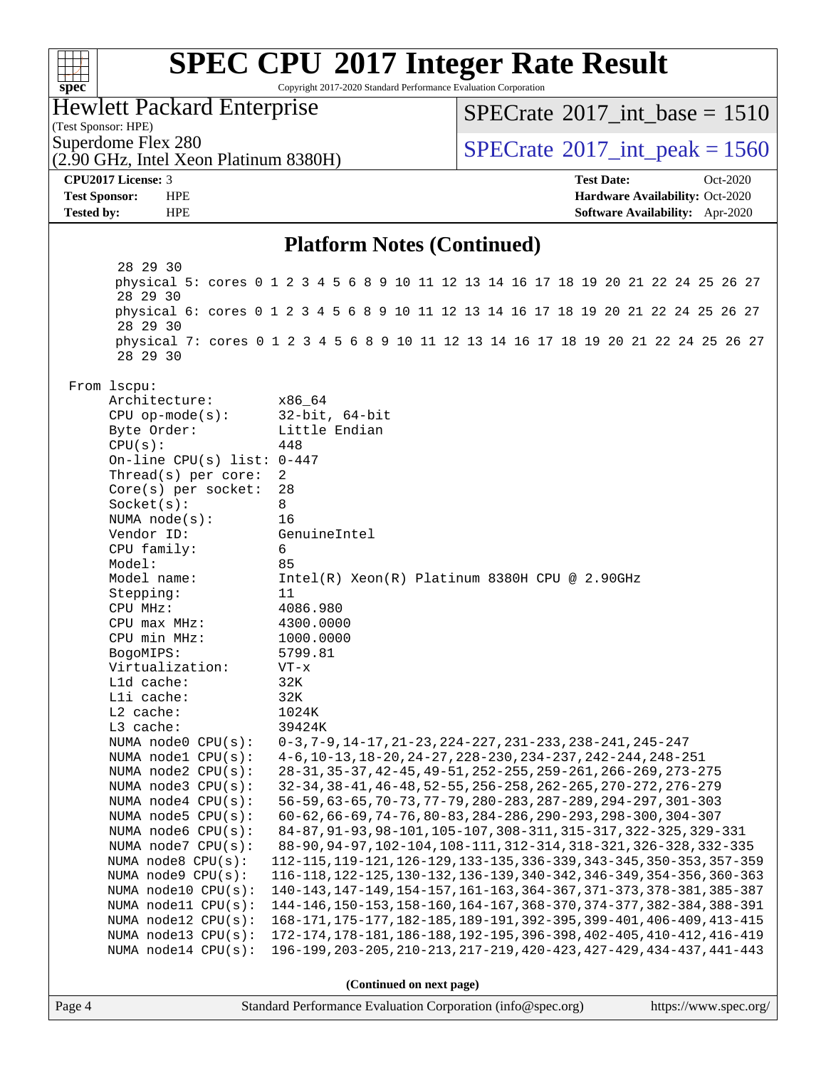## Platform Notes (Continued)

```
        28 29 30
        physical 5: cores 0 1 2 3 4 5 6 8 9 10 11 12 13 14 16 17 18 19 20 21 22 24 25 26 27
        28 29 30
        physical 6: cores 0 1 2 3 4 5 6 8 9 10 11 12 13 14 16 17 18 19 20 21 22 24 25 26 27
        28 29 30
        physical 7: cores 0 1 2 3 4 5 6 8 9 10 11 12 13 14 16 17 18 19 20 21 22 24 25 26 27
        28 29 30

 From lscpu:
      Architecture:          x86_64
      CPU op-mode(s):        32-bit, 64-bit
      Byte Order:            Little Endian
      CPU(s):                448
      On-line CPU(s) list: 0-447
      Thread(s) per core:  2
      Core(s) per socket:  28
      Socket(s):           8
      NUMA node(s):        16
      Vendor ID:           GenuineIntel
      CPU family:          6
      Model:               85
      Model name:          Intel(R) Xeon(R) Platinum 8380H CPU @ 2.90GHz
      Stepping:            11
      CPU MHz:             4086.980
      CPU max MHz:         4300.0000
      CPU min MHz:         1000.0000
      BogoMIPS:            5799.81
      Virtualization:      VT-x
      L1d cache:           32K
      L1i cache:           32K
      L2 cache:            1024K
      L3 cache:            39424K
      NUMA node0 CPU(s):   0-3,7-9,14-17,21-23,224-227,231-233,238-241,245-247
      NUMA node1 CPU(s):   4-6,10-13,18-20,24-27,228-230,234-237,242-244,248-251
      NUMA node2 CPU(s):   28-31,35-37,42-45,49-51,252-255,259-261,266-269,273-275
      NUMA node3 CPU(s):   32-34,38-41,46-48,52-55,256-258,262-265,270-272,276-279
      NUMA node4 CPU(s):   56-59,63-65,70-73,77-79,280-283,287-289,294-297,301-303
      NUMA node5 CPU(s):   60-62,66-69,74-76,80-83,284-286,290-293,298-300,304-307
      NUMA node6 CPU(s):   84-87,91-93,98-101,105-107,308-311,315-317,322-325,329-331
      NUMA node7 CPU(s):   88-90,94-97,102-104,108-111,312-314,318-321,326-328,332-335
      NUMA node8 CPU(s):   112-115,119-121,126-129,133-135,336-339,343-345,350-353,357-359
      NUMA node9 CPU(s):   116-118,122-125,130-132,136-139,340-342,346-349,354-356,360-363
      NUMA node10 CPU(s):  140-143,147-149,154-157,161-163,364-367,371-373,378-381,385-387
      NUMA node11 CPU(s):  144-146,150-153,158-160,164-167,368-370,374-377,382-384,388-391
      NUMA node12 CPU(s):  168-171,175-177,182-185,189-191,392-395,399-401,406-409,413-415
      NUMA node13 CPU(s):  172-174,178-181,186-188,192-195,396-398,402-405,410-412,416-419
      NUMA node14 CPU(s):  196-199,203-205,210-213,217-219,420-423,427-429,434-437,441-443
```

**(Continued on next page)**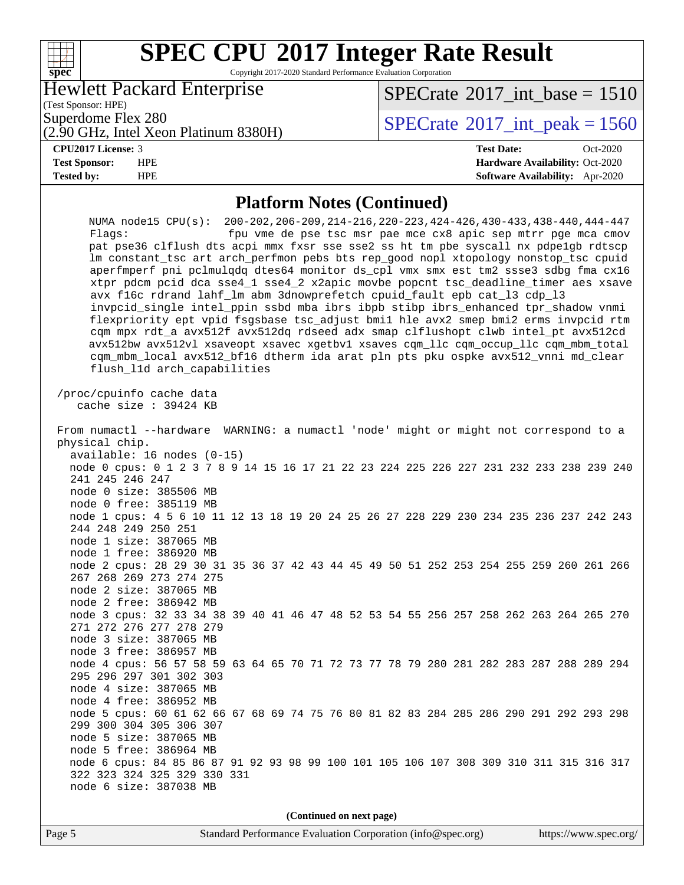# SPEC CPU 2017 Integer Rate Result

Copyright 2017-2020 Standard Performance Evaluation Corporation

**Hewlett Packard Enterprise**
(Test Sponsor: HPE)
Superdome Flex 280
(2.90 GHz, Intel Xeon Platinum 8380H)

SPECrate 2017_int_base = 1510

SPECrate 2017_int_peak = 1560

**CPU2017 License:** 3
**Test Sponsor:** HPE
**Tested by:** HPE

**Test Date:** Oct-2020
**Hardware Availability:** Oct-2020
**Software Availability:** Apr-2020

## Platform Notes (Continued)

```
    NUMA node15 CPU(s):  200-202,206-209,214-216,220-223,424-426,430-433,438-440,444-447
    Flags:               fpu vme de pse tsc msr pae mce cx8 apic sep mtrr pge mca cmov
     pat pse36 clflush dts acpi mmx fxsr sse sse2 ss ht tm pbe syscall nx pdpe1gb rdtscp
     lm constant_tsc art arch_perfmon pebs bts rep_good nopl xtopology nonstop_tsc cpuid
     aperfmperf pni pclmulqdq dtes64 monitor ds_cpl vmx smx est tm2 ssse3 sdbg fma cx16
     xtpr pdcm pcid dca sse4_1 sse4_2 x2apic movbe popcnt tsc_deadline_timer aes xsave
     avx f16c rdrand lahf_lm abm 3dnowprefetch cpuid_fault epb cat_l3 cdp_l3
     invpcid_single intel_ppin ssbd mba ibrs ibpb stibp ibrs_enhanced tpr_shadow vnmi
     flexpriority ept vpid fsgsbase tsc_adjust bmi1 hle avx2 smep bmi2 erms invpcid rtm
     cqm mpx rdt_a avx512f avx512dq rdseed adx smap clflushopt clwb intel_pt avx512cd
     avx512bw avx512vl xsaveopt xsavec xgetbv1 xsaves cqm_llc cqm_occup_llc cqm_mbm_total
     cqm_mbm_local avx512_bf16 dtherm ida arat pln pts pku ospke avx512_vnni md_clear
     flush_l1d arch_capabilities

 /proc/cpuinfo cache data
    cache size : 39424 KB

 From numactl --hardware  WARNING: a numactl 'node' might or might not correspond to a
 physical chip.
   available: 16 nodes (0-15)
   node 0 cpus: 0 1 2 3 7 8 9 14 15 16 17 21 22 23 224 225 226 227 231 232 233 238 239 240
   241 245 246 247
   node 0 size: 385506 MB
   node 0 free: 385119 MB
   node 1 cpus: 4 5 6 10 11 12 13 18 19 20 24 25 26 27 228 229 230 234 235 236 237 242 243
   244 248 249 250 251
   node 1 size: 387065 MB
   node 1 free: 386920 MB
   node 2 cpus: 28 29 30 31 35 36 37 42 43 44 45 49 50 51 252 253 254 255 259 260 261 266
   267 268 269 273 274 275
   node 2 size: 387065 MB
   node 2 free: 386942 MB
   node 3 cpus: 32 33 34 38 39 40 41 46 47 48 52 53 54 55 256 257 258 262 263 264 265 270
   271 272 276 277 278 279
   node 3 size: 387065 MB
   node 3 free: 386957 MB
   node 4 cpus: 56 57 58 59 63 64 65 70 71 72 73 77 78 79 280 281 282 283 287 288 289 294
   295 296 297 301 302 303
   node 4 size: 387065 MB
   node 4 free: 386952 MB
   node 5 cpus: 60 61 62 66 67 68 69 74 75 76 80 81 82 83 284 285 286 290 291 292 293 298
   299 300 304 305 306 307
   node 5 size: 387065 MB
   node 5 free: 386964 MB
   node 6 cpus: 84 85 86 87 91 92 93 98 99 100 101 105 106 107 308 309 310 311 315 316 317
   322 323 324 325 329 330 331
   node 6 size: 387038 MB
```

**(Continued on next page)**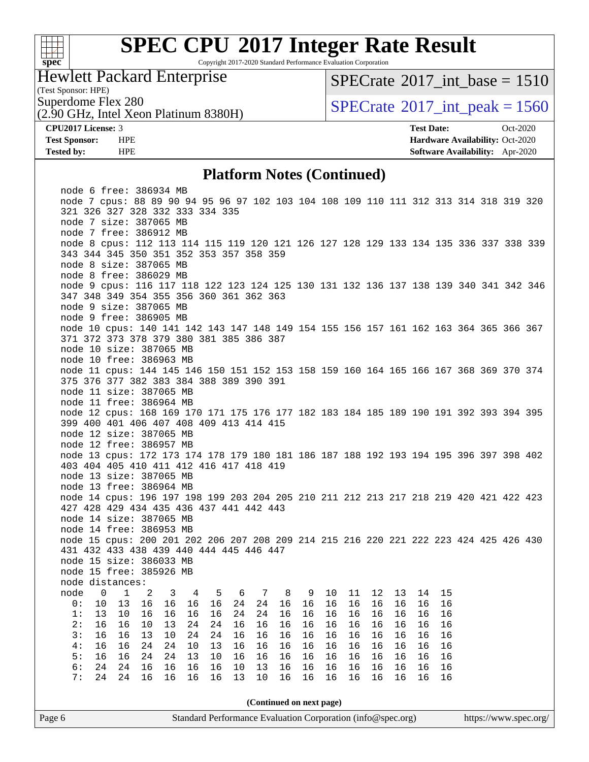## Platform Notes (Continued)

```
node 6 free: 386934 MB
node 7 cpus: 88 89 90 94 95 96 97 102 103 104 108 109 110 111 312 313 314 318 319 320
321 326 327 328 332 333 334 335
node 7 size: 387065 MB
node 7 free: 386912 MB
node 8 cpus: 112 113 114 115 119 120 121 126 127 128 129 133 134 135 336 337 338 339
343 344 345 350 351 352 353 357 358 359
node 8 size: 387065 MB
node 8 free: 386029 MB
node 9 cpus: 116 117 118 122 123 124 125 130 131 132 136 137 138 139 340 341 342 346
347 348 349 354 355 356 360 361 362 363
node 9 size: 387065 MB
node 9 free: 386905 MB
node 10 cpus: 140 141 142 143 147 148 149 154 155 156 157 161 162 163 364 365 366 367
371 372 373 378 379 380 381 385 386 387
node 10 size: 387065 MB
node 10 free: 386963 MB
node 11 cpus: 144 145 146 150 151 152 153 158 159 160 164 165 166 167 368 369 370 374
375 376 377 382 383 384 388 389 390 391
node 11 size: 387065 MB
node 11 free: 386964 MB
node 12 cpus: 168 169 170 171 175 176 177 182 183 184 185 189 190 191 392 393 394 395
399 400 401 406 407 408 409 413 414 415
node 12 size: 387065 MB
node 12 free: 386957 MB
node 13 cpus: 172 173 174 178 179 180 181 186 187 188 192 193 194 195 396 397 398 402
403 404 405 410 411 412 416 417 418 419
node 13 size: 387065 MB
node 13 free: 386964 MB
node 14 cpus: 196 197 198 199 203 204 205 210 211 212 213 217 218 219 420 421 422 423
427 428 429 434 435 436 437 441 442 443
node 14 size: 387065 MB
node 14 free: 386953 MB
node 15 cpus: 200 201 202 206 207 208 209 214 215 216 220 221 222 223 424 425 426 430
431 432 433 438 439 440 444 445 446 447
node 15 size: 386033 MB
node 15 free: 385926 MB
node distances:
node   0   1   2   3   4   5   6   7   8   9  10  11  12  13  14  15
  0:  10  13  16  16  16  16  24  24  16  16  16  16  16  16  16  16
  1:  13  10  16  16  16  16  24  24  16  16  16  16  16  16  16  16
  2:  16  16  10  13  24  24  16  16  16  16  16  16  16  16  16  16
  3:  16  16  13  10  24  24  16  16  16  16  16  16  16  16  16  16
  4:  16  16  24  24  10  13  16  16  16  16  16  16  16  16  16  16
  5:  16  16  24  24  13  10  16  16  16  16  16  16  16  16  16  16
  6:  24  24  16  16  16  16  10  13  16  16  16  16  16  16  16  16
  7:  24  24  16  16  16  16  13  10  16  16  16  16  16  16  16  16
```

(Continued on next page)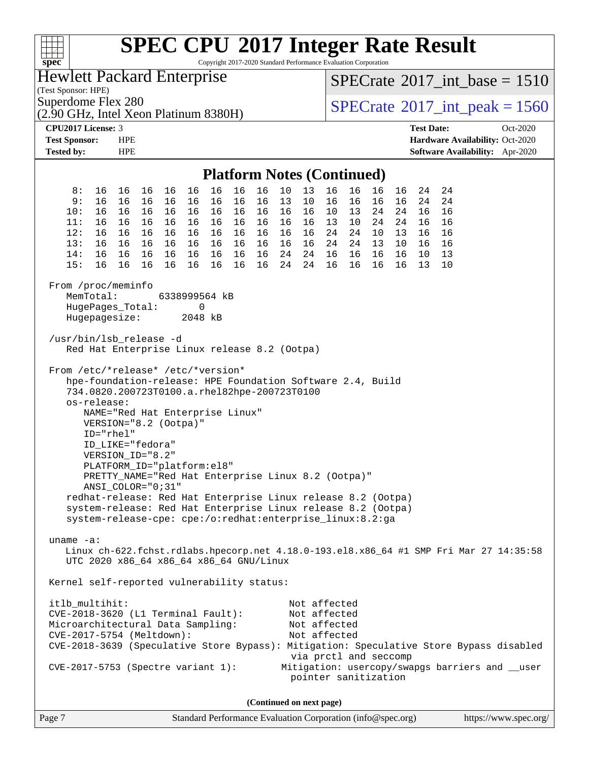# SPEC CPU 2017 Integer Rate Result

Copyright 2017-2020 Standard Performance Evaluation Corporation

**Hewlett Packard Enterprise**
(Test Sponsor: HPE)
Superdome Flex 280
(2.90 GHz, Intel Xeon Platinum 8380H)

SPECrate 2017_int_base = 1510
SPECrate 2017_int_peak = 1560

**CPU2017 License:** 3
**Test Sponsor:** HPE
**Tested by:** HPE

**Test Date:** Oct-2020
**Hardware Availability:** Oct-2020
**Software Availability:** Apr-2020

## Platform Notes (Continued)

```
     8:  16  16  16  16  16  16  16  16  10  13  16  16  16  16  24  24
     9:  16  16  16  16  16  16  16  16  13  10  16  16  16  16  24  24
    10:  16  16  16  16  16  16  16  16  16  16  10  13  24  24  16  16
    11:  16  16  16  16  16  16  16  16  16  16  13  10  24  24  16  16
    12:  16  16  16  16  16  16  16  16  16  16  24  24  10  13  16  16
    13:  16  16  16  16  16  16  16  16  16  16  24  24  13  10  16  16
    14:  16  16  16  16  16  16  16  16  24  24  16  16  16  16  10  13
    15:  16  16  16  16  16  16  16  16  24  24  16  16  16  16  13  10

 From /proc/meminfo
    MemTotal:       6338999564 kB
    HugePages_Total:       0
    Hugepagesize:       2048 kB

 /usr/bin/lsb_release -d
    Red Hat Enterprise Linux release 8.2 (Ootpa)

 From /etc/*release* /etc/*version*
    hpe-foundation-release: HPE Foundation Software 2.4, Build
    734.0820.200723T0100.a.rhel82hpe-200723T0100
    os-release:
       NAME="Red Hat Enterprise Linux"
       VERSION="8.2 (Ootpa)"
       ID="rhel"
       ID_LIKE="fedora"
       VERSION_ID="8.2"
       PLATFORM_ID="platform:el8"
       PRETTY_NAME="Red Hat Enterprise Linux 8.2 (Ootpa)"
       ANSI_COLOR="0;31"
    redhat-release: Red Hat Enterprise Linux release 8.2 (Ootpa)
    system-release: Red Hat Enterprise Linux release 8.2 (Ootpa)
    system-release-cpe: cpe:/o:redhat:enterprise_linux:8.2:ga

 uname -a:
    Linux ch-622.fchst.rdlabs.hpecorp.net 4.18.0-193.el8.x86_64 #1 SMP Fri Mar 27 14:35:58
    UTC 2020 x86_64 x86_64 x86_64 GNU/Linux

 Kernel self-reported vulnerability status:

 itlb_multihit:                                         Not affected
 CVE-2018-3620 (L1 Terminal Fault):                     Not affected
 Microarchitectural Data Sampling:                      Not affected
 CVE-2017-5754 (Meltdown):                              Not affected
 CVE-2018-3639 (Speculative Store Bypass): Mitigation: Speculative Store Bypass disabled
                                                         via prctl and seccomp
 CVE-2017-5753 (Spectre variant 1):                    Mitigation: usercopy/swapgs barriers and __user
                                                         pointer sanitization
```

**(Continued on next page)**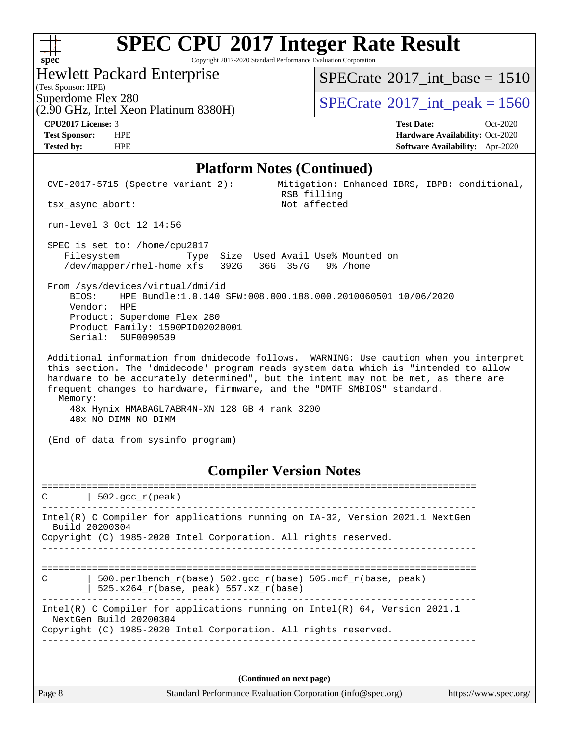# SPEC CPU 2017 Integer Rate Result

Copyright 2017-2020 Standard Performance Evaluation Corporation

**Hewlett Packard Enterprise**
(Test Sponsor: HPE)
Superdome Flex 280
(2.90 GHz, Intel Xeon Platinum 8380H)

SPECrate 2017_int_base = 1510
SPECrate 2017_int_peak = 1560

**CPU2017 License:** 3
**Test Sponsor:** HPE
**Tested by:** HPE

**Test Date:** Oct-2020
**Hardware Availability:** Oct-2020
**Software Availability:** Apr-2020

## Platform Notes (Continued)

```
CVE-2017-5715 (Spectre variant 2):          Mitigation: Enhanced IBRS, IBPB: conditional,
                                             RSB filling
tsx_async_abort:                             Not affected

run-level 3 Oct 12 14:56

SPEC is set to: /home/cpu2017
   Filesystem            Type  Size  Used Avail Use% Mounted on
   /dev/mapper/rhel-home xfs   392G   36G  357G   9% /home

From /sys/devices/virtual/dmi/id
    BIOS:    HPE Bundle:1.0.140 SFW:008.000.188.000.2010060501 10/06/2020
    Vendor:  HPE
    Product: Superdome Flex 280
    Product Family: 1590PID02020001
    Serial:  5UF0090539

Additional information from dmidecode follows.  WARNING: Use caution when you interpret
this section. The 'dmidecode' program reads system data which is "intended to allow
hardware to be accurately determined", but the intent may not be met, as there are
frequent changes to hardware, firmware, and the "DMTF SMBIOS" standard.
  Memory:
    48x Hynix HMABAGL7ABR4N-XN 128 GB 4 rank 3200
    48x NO DIMM NO DIMM

(End of data from sysinfo program)
```

## Compiler Version Notes

```
==============================================================================
C       | 502.gcc_r(peak)
------------------------------------------------------------------------------
Intel(R) C Compiler for applications running on IA-32, Version 2021.1 NextGen
  Build 20200304
Copyright (C) 1985-2020 Intel Corporation. All rights reserved.
------------------------------------------------------------------------------

==============================================================================
C       | 500.perlbench_r(base) 502.gcc_r(base) 505.mcf_r(base, peak)
        | 525.x264_r(base, peak) 557.xz_r(base)
------------------------------------------------------------------------------
Intel(R) C Compiler for applications running on Intel(R) 64, Version 2021.1
  NextGen Build 20200304
Copyright (C) 1985-2020 Intel Corporation. All rights reserved.
------------------------------------------------------------------------------
```

(Continued on next page)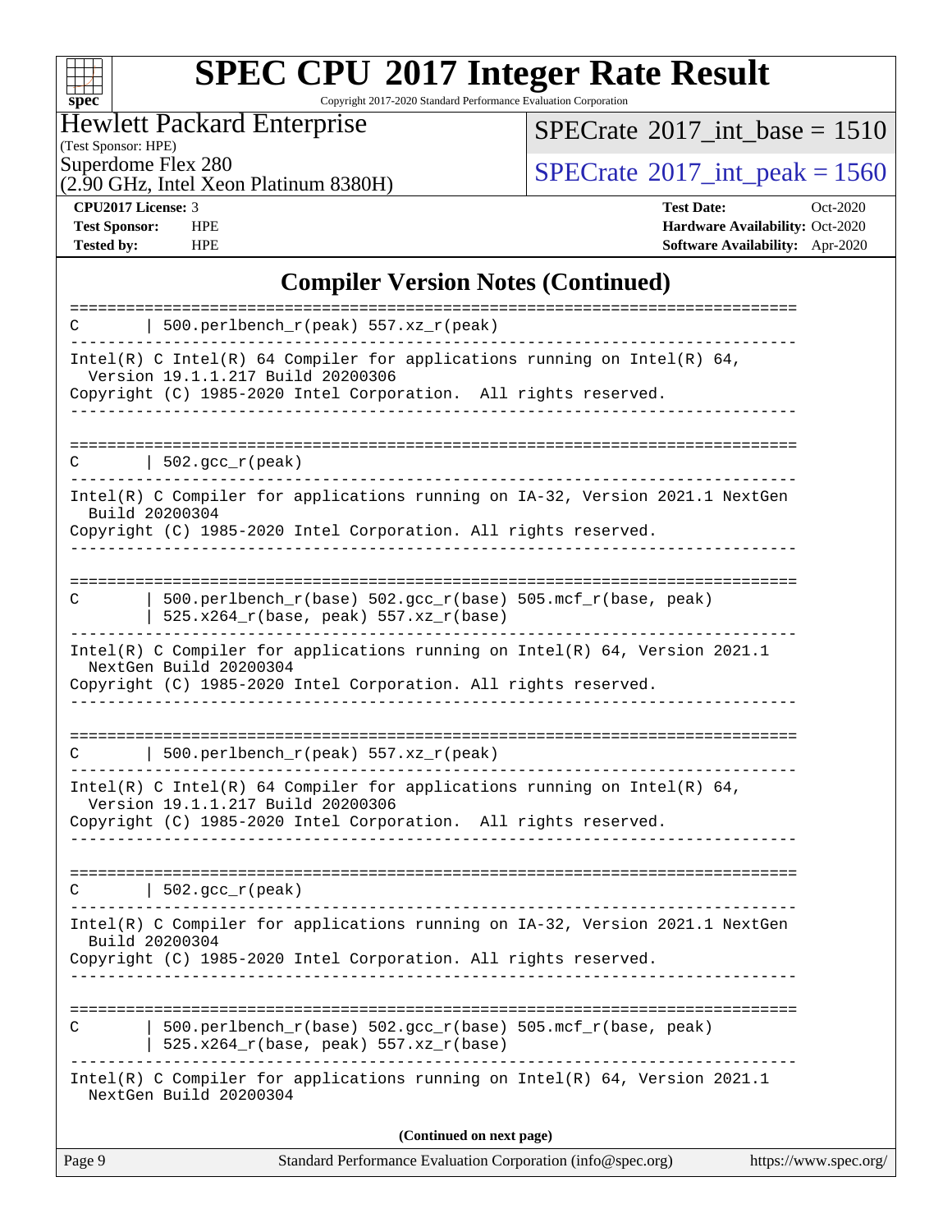# SPEC CPU 2017 Integer Rate Result

Copyright 2017-2020 Standard Performance Evaluation Corporation

Hewlett Packard Enterprise
(Test Sponsor: HPE)
Superdome Flex 280
(2.90 GHz, Intel Xeon Platinum 8380H)

SPECrate 2017_int_base = 1510

SPECrate 2017_int_peak = 1560

**CPU2017 License:** 3
**Test Sponsor:** HPE
**Tested by:** HPE

**Test Date:** Oct-2020
**Hardware Availability:** Oct-2020
**Software Availability:** Apr-2020

## Compiler Version Notes (Continued)

```
==============================================================================
C       | 500.perlbench_r(peak) 557.xz_r(peak)
------------------------------------------------------------------------------
Intel(R) C Intel(R) 64 Compiler for applications running on Intel(R) 64,
  Version 19.1.1.217 Build 20200306
Copyright (C) 1985-2020 Intel Corporation.  All rights reserved.
------------------------------------------------------------------------------

==============================================================================
C       | 502.gcc_r(peak)
------------------------------------------------------------------------------
Intel(R) C Compiler for applications running on IA-32, Version 2021.1 NextGen
  Build 20200304
Copyright (C) 1985-2020 Intel Corporation. All rights reserved.
------------------------------------------------------------------------------

==============================================================================
C       | 500.perlbench_r(base) 502.gcc_r(base) 505.mcf_r(base, peak)
        | 525.x264_r(base, peak) 557.xz_r(base)
------------------------------------------------------------------------------
Intel(R) C Compiler for applications running on Intel(R) 64, Version 2021.1
  NextGen Build 20200304
Copyright (C) 1985-2020 Intel Corporation. All rights reserved.
------------------------------------------------------------------------------

==============================================================================
C       | 500.perlbench_r(peak) 557.xz_r(peak)
------------------------------------------------------------------------------
Intel(R) C Intel(R) 64 Compiler for applications running on Intel(R) 64,
  Version 19.1.1.217 Build 20200306
Copyright (C) 1985-2020 Intel Corporation.  All rights reserved.
------------------------------------------------------------------------------

==============================================================================
C       | 502.gcc_r(peak)
------------------------------------------------------------------------------
Intel(R) C Compiler for applications running on IA-32, Version 2021.1 NextGen
  Build 20200304
Copyright (C) 1985-2020 Intel Corporation. All rights reserved.
------------------------------------------------------------------------------

==============================================================================
C       | 500.perlbench_r(base) 502.gcc_r(base) 505.mcf_r(base, peak)
        | 525.x264_r(base, peak) 557.xz_r(base)
------------------------------------------------------------------------------
Intel(R) C Compiler for applications running on Intel(R) 64, Version 2021.1
  NextGen Build 20200304
```

(Continued on next page)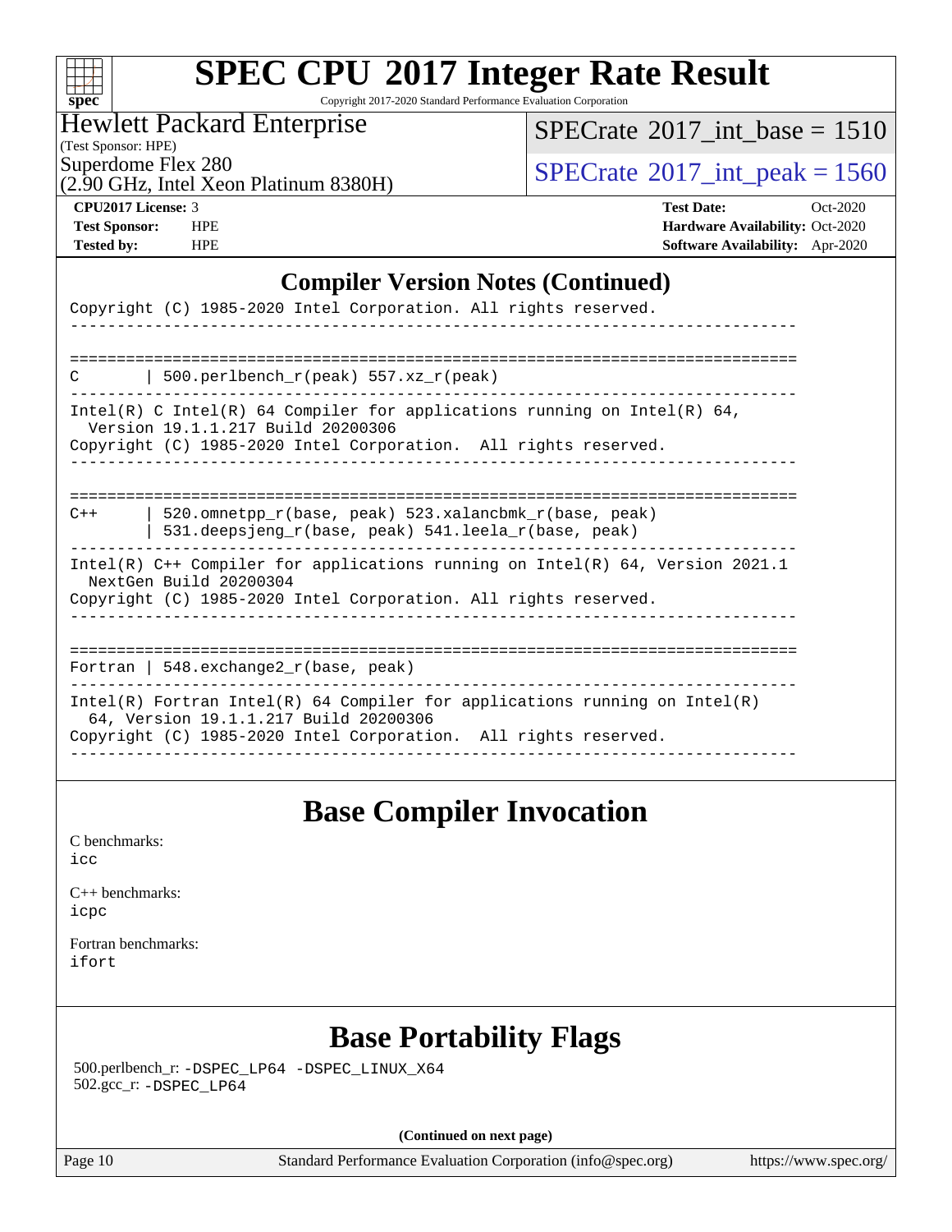## Compiler Version Notes (Continued)

```
Copyright (C) 1985-2020 Intel Corporation. All rights reserved.
------------------------------------------------------------------------------

==============================================================================
C       | 500.perlbench_r(peak) 557.xz_r(peak)
------------------------------------------------------------------------------
Intel(R) C Intel(R) 64 Compiler for applications running on Intel(R) 64,
  Version 19.1.1.217 Build 20200306
Copyright (C) 1985-2020 Intel Corporation.  All rights reserved.
------------------------------------------------------------------------------

==============================================================================
C++     | 520.omnetpp_r(base, peak) 523.xalancbmk_r(base, peak)
        | 531.deepsjeng_r(base, peak) 541.leela_r(base, peak)
------------------------------------------------------------------------------
Intel(R) C++ Compiler for applications running on Intel(R) 64, Version 2021.1
  NextGen Build 20200304
Copyright (C) 1985-2020 Intel Corporation. All rights reserved.
------------------------------------------------------------------------------

==============================================================================
Fortran | 548.exchange2_r(base, peak)
------------------------------------------------------------------------------
Intel(R) Fortran Intel(R) 64 Compiler for applications running on Intel(R)
  64, Version 19.1.1.217 Build 20200306
Copyright (C) 1985-2020 Intel Corporation.  All rights reserved.
------------------------------------------------------------------------------
```

## Base Compiler Invocation

C benchmarks:
icc

C++ benchmarks:
icpc

Fortran benchmarks:
ifort

## Base Portability Flags

500.perlbench_r: -DSPEC_LP64 -DSPEC_LINUX_X64
502.gcc_r: -DSPEC_LP64

(Continued on next page)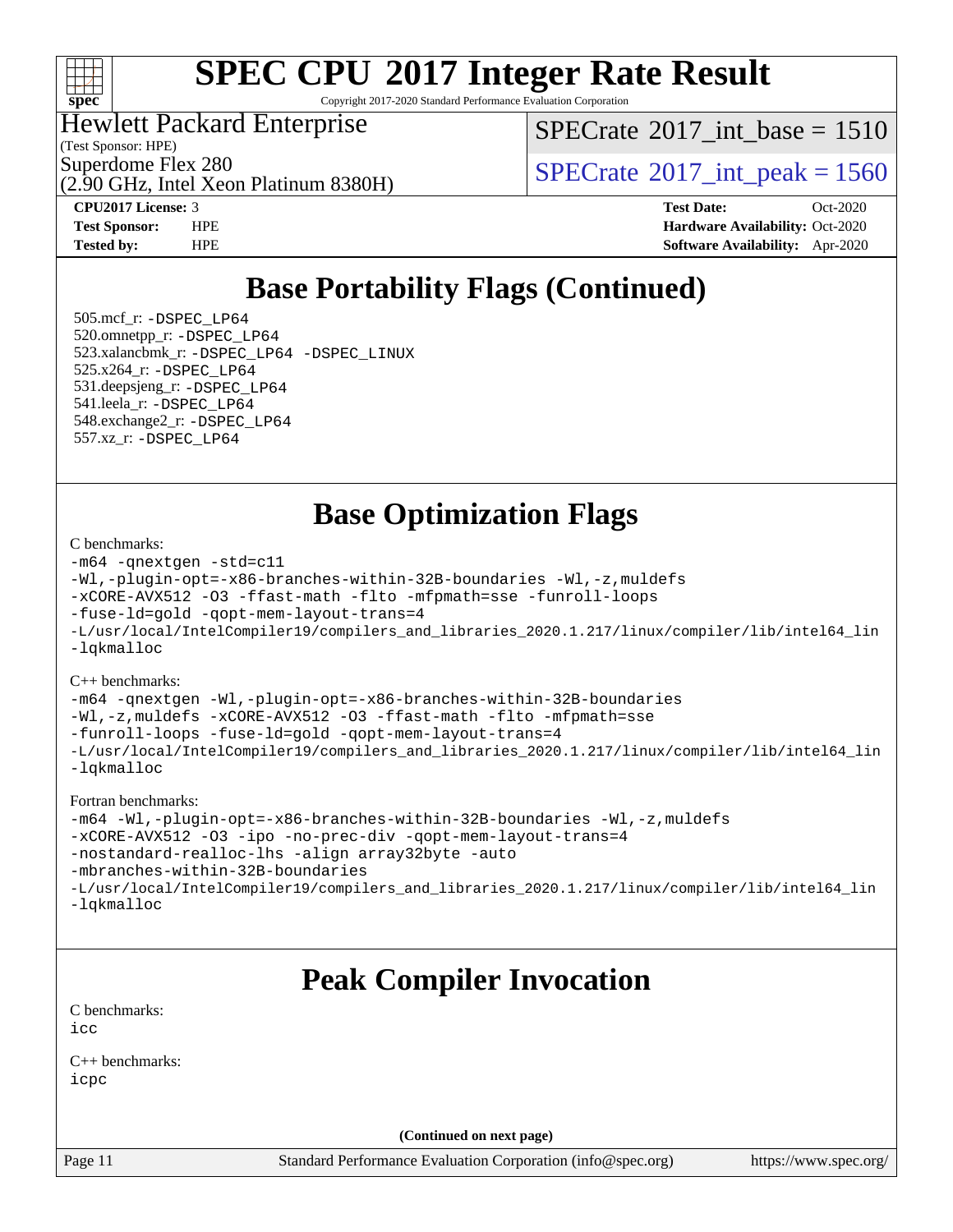# SPEC CPU 2017 Integer Rate Result

Copyright 2017-2020 Standard Performance Evaluation Corporation

Hewlett Packard Enterprise
(Test Sponsor: HPE)
Superdome Flex 280
(2.90 GHz, Intel Xeon Platinum 8380H)

SPECrate 2017_int_base = 1510

SPECrate 2017_int_peak = 1560

| | | | |
|---|---|---|---|
| **CPU2017 License:** | 3 | **Test Date:** | Oct-2020 |
| **Test Sponsor:** | HPE | **Hardware Availability:** | Oct-2020 |
| **Tested by:** | HPE | **Software Availability:** | Apr-2020 |

## Base Portability Flags (Continued)

505.mcf_r: -DSPEC_LP64
520.omnetpp_r: -DSPEC_LP64
523.xalancbmk_r: -DSPEC_LP64 -DSPEC_LINUX
525.x264_r: -DSPEC_LP64
531.deepsjeng_r: -DSPEC_LP64
541.leela_r: -DSPEC_LP64
548.exchange2_r: -DSPEC_LP64
557.xz_r: -DSPEC_LP64

## Base Optimization Flags

C benchmarks:
```
-m64 -qnextgen -std=c11
-Wl,-plugin-opt=-x86-branches-within-32B-boundaries -Wl,-z,muldefs
-xCORE-AVX512 -O3 -ffast-math -flto -mfpmath=sse -funroll-loops
-fuse-ld=gold -qopt-mem-layout-trans=4
-L/usr/local/IntelCompiler19/compilers_and_libraries_2020.1.217/linux/compiler/lib/intel64_lin
-lqkmalloc
```

C++ benchmarks:
```
-m64 -qnextgen -Wl,-plugin-opt=-x86-branches-within-32B-boundaries
-Wl,-z,muldefs -xCORE-AVX512 -O3 -ffast-math -flto -mfpmath=sse
-funroll-loops -fuse-ld=gold -qopt-mem-layout-trans=4
-L/usr/local/IntelCompiler19/compilers_and_libraries_2020.1.217/linux/compiler/lib/intel64_lin
-lqkmalloc
```

Fortran benchmarks:
```
-m64 -Wl,-plugin-opt=-x86-branches-within-32B-boundaries -Wl,-z,muldefs
-xCORE-AVX512 -O3 -ipo -no-prec-div -qopt-mem-layout-trans=4
-nostandard-realloc-lhs -align array32byte -auto
-mbranches-within-32B-boundaries
-L/usr/local/IntelCompiler19/compilers_and_libraries_2020.1.217/linux/compiler/lib/intel64_lin
-lqkmalloc
```

## Peak Compiler Invocation

C benchmarks:
```
icc
```

C++ benchmarks:
```
icpc
```

(Continued on next page)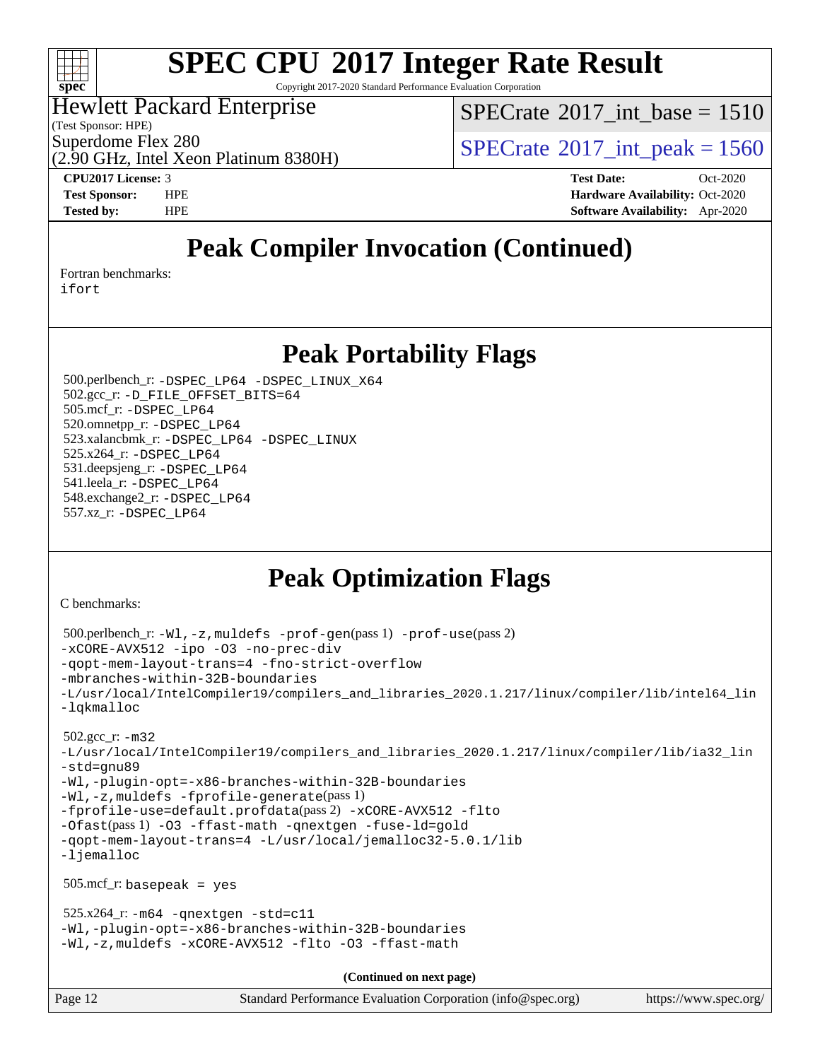# SPEC CPU 2017 Integer Rate Result

Copyright 2017-2020 Standard Performance Evaluation Corporation

Hewlett Packard Enterprise
(Test Sponsor: HPE)
Superdome Flex 280
(2.90 GHz, Intel Xeon Platinum 8380H)

SPECrate 2017_int_base = 1510

SPECrate 2017_int_peak = 1560

**CPU2017 License:** 3
**Test Sponsor:** HPE
**Tested by:** HPE

**Test Date:** Oct-2020
**Hardware Availability:** Oct-2020
**Software Availability:** Apr-2020

## Peak Compiler Invocation (Continued)

Fortran benchmarks:
ifort

## Peak Portability Flags

500.perlbench_r: -DSPEC_LP64 -DSPEC_LINUX_X64
502.gcc_r: -D_FILE_OFFSET_BITS=64
505.mcf_r: -DSPEC_LP64
520.omnetpp_r: -DSPEC_LP64
523.xalancbmk_r: -DSPEC_LP64 -DSPEC_LINUX
525.x264_r: -DSPEC_LP64
531.deepsjeng_r: -DSPEC_LP64
541.leela_r: -DSPEC_LP64
548.exchange2_r: -DSPEC_LP64
557.xz_r: -DSPEC_LP64

## Peak Optimization Flags

C benchmarks:

500.perlbench_r: -Wl,-z,muldefs -prof-gen(pass 1) -prof-use(pass 2)
-xCORE-AVX512 -ipo -O3 -no-prec-div
-qopt-mem-layout-trans=4 -fno-strict-overflow
-mbranches-within-32B-boundaries
-L/usr/local/IntelCompiler19/compilers_and_libraries_2020.1.217/linux/compiler/lib/intel64_lin
-lqkmalloc

502.gcc_r: -m32
-L/usr/local/IntelCompiler19/compilers_and_libraries_2020.1.217/linux/compiler/lib/ia32_lin
-std=gnu89
-Wl,-plugin-opt=-x86-branches-within-32B-boundaries
-Wl,-z,muldefs -fprofile-generate(pass 1)
-fprofile-use=default.profdata(pass 2) -xCORE-AVX512 -flto
-Ofast(pass 1) -O3 -ffast-math -qnextgen -fuse-ld=gold
-qopt-mem-layout-trans=4 -L/usr/local/jemalloc32-5.0.1/lib
-ljemalloc

505.mcf_r: basepeak = yes

525.x264_r: -m64 -qnextgen -std=c11
-Wl,-plugin-opt=-x86-branches-within-32B-boundaries
-Wl,-z,muldefs -xCORE-AVX512 -flto -O3 -ffast-math

**(Continued on next page)**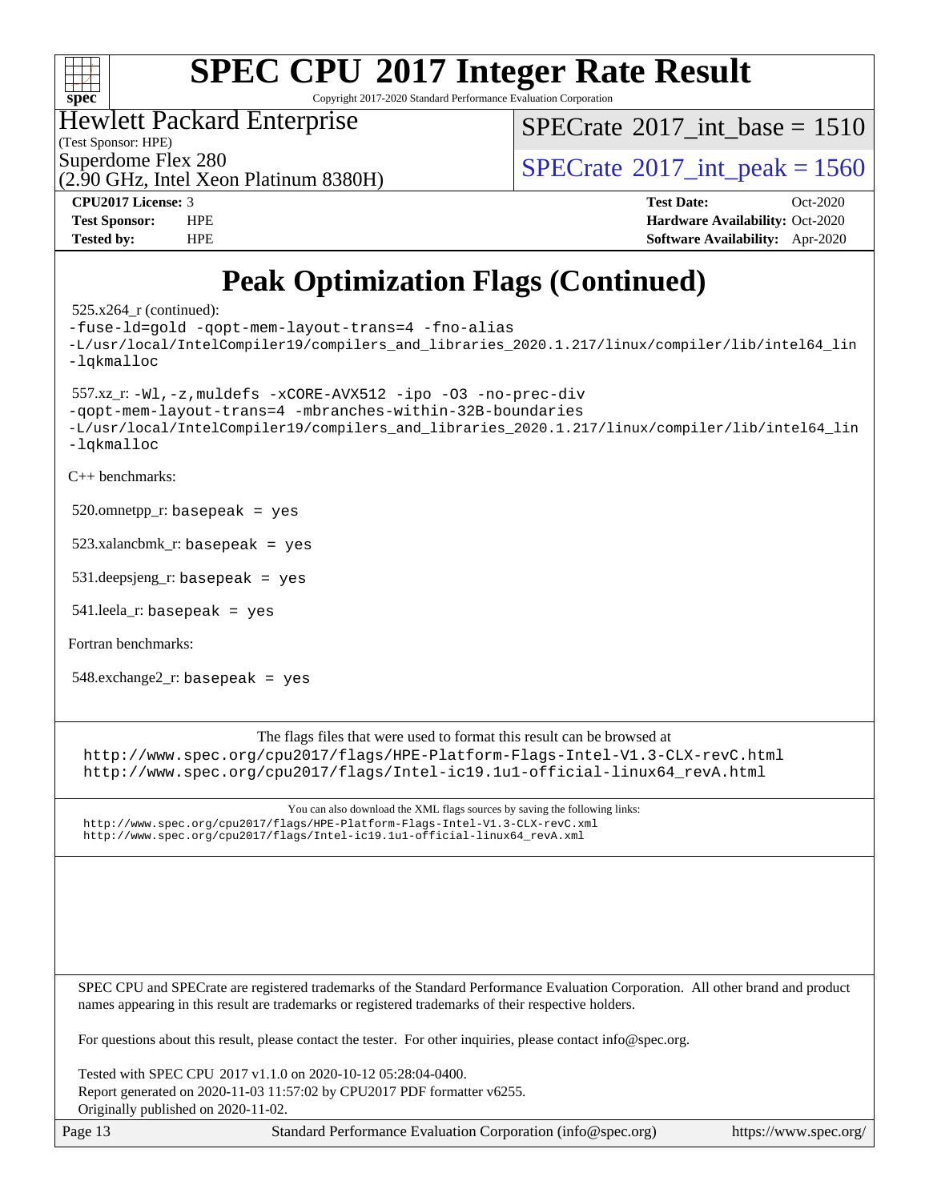# SPEC CPU 2017 Integer Rate Result

Copyright 2017-2020 Standard Performance Evaluation Corporation

Hewlett Packard Enterprise
(Test Sponsor: HPE)
Superdome Flex 280
(2.90 GHz, Intel Xeon Platinum 8380H)

SPECrate 2017_int_base = 1510

SPECrate 2017_int_peak = 1560

**CPU2017 License:** 3
**Test Sponsor:** HPE
**Tested by:** HPE

**Test Date:** Oct-2020
**Hardware Availability:** Oct-2020
**Software Availability:** Apr-2020

## Peak Optimization Flags (Continued)

525.x264_r (continued):
```
-fuse-ld=gold -qopt-mem-layout-trans=4 -fno-alias
-L/usr/local/IntelCompiler19/compilers_and_libraries_2020.1.217/linux/compiler/lib/intel64_lin
-lqkmalloc
```

557.xz_r:
```
-Wl,-z,muldefs -xCORE-AVX512 -ipo -O3 -no-prec-div
-qopt-mem-layout-trans=4 -mbranches-within-32B-boundaries
-L/usr/local/IntelCompiler19/compilers_and_libraries_2020.1.217/linux/compiler/lib/intel64_lin
-lqkmalloc
```

C++ benchmarks:

520.omnetpp_r: `basepeak = yes`

523.xalancbmk_r: `basepeak = yes`

531.deepsjeng_r: `basepeak = yes`

541.leela_r: `basepeak = yes`

Fortran benchmarks:

548.exchange2_r: `basepeak = yes`

The flags files that were used to format this result can be browsed at
http://www.spec.org/cpu2017/flags/HPE-Platform-Flags-Intel-V1.3-CLX-revC.html
http://www.spec.org/cpu2017/flags/Intel-ic19.1u1-official-linux64_revA.html

You can also download the XML flags sources by saving the following links:
http://www.spec.org/cpu2017/flags/HPE-Platform-Flags-Intel-V1.3-CLX-revC.xml
http://www.spec.org/cpu2017/flags/Intel-ic19.1u1-official-linux64_revA.xml

SPEC CPU and SPECrate are registered trademarks of the Standard Performance Evaluation Corporation. All other brand and product names appearing in this result are trademarks or registered trademarks of their respective holders.

For questions about this result, please contact the tester. For other inquiries, please contact info@spec.org.

Tested with SPEC CPU 2017 v1.1.0 on 2020-10-12 05:28:04-0400.
Report generated on 2020-11-03 11:57:02 by CPU2017 PDF formatter v6255.
Originally published on 2020-11-02.